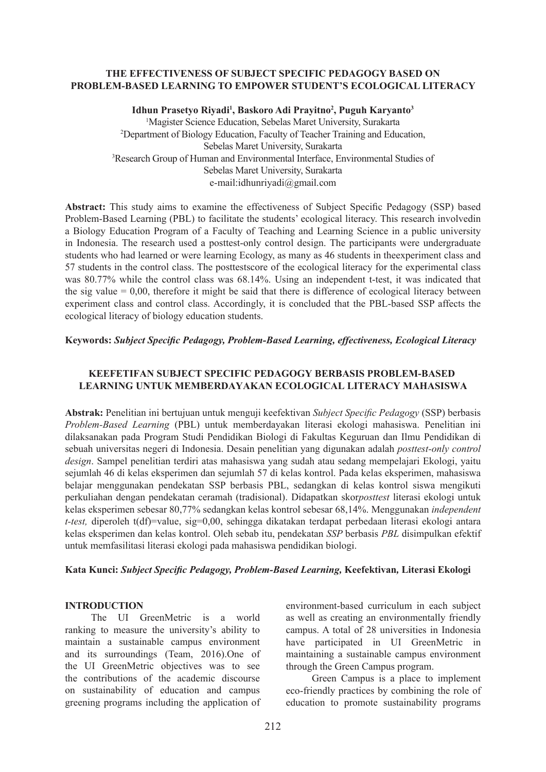# THE EFFECTIVENESS OF SUBJECT SPECIFIC PEDAGOGY BASED ON PROBLEM-BASED LEARNING TO EMPOWER STUDENT'S ECOLOGICAL LITERACY

**Idhun Prasetyo Riyadi[1], Baskoro Adi Prayitno[2], Puguh Karyanto[3]**

[1]Magister Science Education, Sebelas Maret University, Surakarta
[2]Department of Biology Education, Faculty of Teacher Training and Education, Sebelas Maret University, Surakarta
[3]Research Group of Human and Environmental Interface, Environmental Studies of Sebelas Maret University, Surakarta
e-mail:idhunriyadi@gmail.com

**Abstract:** This study aims to examine the effectiveness of Subject Specific Pedagogy (SSP) based Problem-Based Learning (PBL) to facilitate the students' ecological literacy. This research involvedin a Biology Education Program of a Faculty of Teaching and Learning Science in a public university in Indonesia. The research used a posttest-only control design. The participants were undergraduate students who had learned or were learning Ecology, as many as 46 students in theexperiment class and 57 students in the control class. The posttestscore of the ecological literacy for the experimental class was 80.77% while the control class was 68.14%. Using an independent t-test, it was indicated that the sig value = 0,00, therefore it might be said that there is difference of ecological literacy between experiment class and control class. Accordingly, it is concluded that the PBL-based SSP affects the ecological literacy of biology education students.

**Keywords:** ***Subject Specific Pedagogy, Problem-Based Learning, effectiveness, Ecological Literacy***

# KEEFETIFAN SUBJECT SPECIFIC PEDAGOGY BERBASIS PROBLEM-BASED LEARNING UNTUK MEMBERDAYAKAN ECOLOGICAL LITERACY MAHASISWA

**Abstrak:** Penelitian ini bertujuan untuk menguji keefektivan *Subject Specific Pedagogy* (SSP) berbasis *Problem-Based Learning* (PBL) untuk memberdayakan literasi ekologi mahasiswa. Penelitian ini dilaksanakan pada Program Studi Pendidikan Biologi di Fakultas Keguruan dan Ilmu Pendidikan di sebuah universitas negeri di Indonesia. Desain penelitian yang digunakan adalah *posttest-only control design*. Sampel penelitian terdiri atas mahasiswa yang sudah atau sedang mempelajari Ekologi, yaitu sejumlah 46 di kelas eksperimen dan sejumlah 57 di kelas kontrol. Pada kelas eksperimen, mahasiswa belajar menggunakan pendekatan SSP berbasis PBL, sedangkan di kelas kontrol siswa mengikuti perkuliahan dengan pendekatan ceramah (tradisional). Didapatkan skor*posttest* literasi ekologi untuk kelas eksperimen sebesar 80,77% sedangkan kelas kontrol sebesar 68,14%. Menggunakan *independent t-test,* diperoleh t(df)=value, sig=0,00, sehingga dikatakan terdapat perbedaan literasi ekologi antara kelas eksperimen dan kelas kontrol. Oleh sebab itu, pendekatan *SSP* berbasis *PBL* disimpulkan efektif untuk memfasilitasi literasi ekologi pada mahasiswa pendidikan biologi.

**Kata Kunci:** ***Subject Specific Pedagogy, Problem-Based Learning,*** **Keefektivan, Literasi Ekologi**

## INTRODUCTION

The UI GreenMetric is a world ranking to measure the university's ability to maintain a sustainable campus environment and its surroundings (Team, 2016).One of the UI GreenMetric objectives was to see the contributions of the academic discourse on sustainability of education and campus greening programs including the application of environment-based curriculum in each subject as well as creating an environmentally friendly campus. A total of 28 universities in Indonesia have participated in UI GreenMetric in maintaining a sustainable campus environment through the Green Campus program.

Green Campus is a place to implement eco-friendly practices by combining the role of education to promote sustainability programs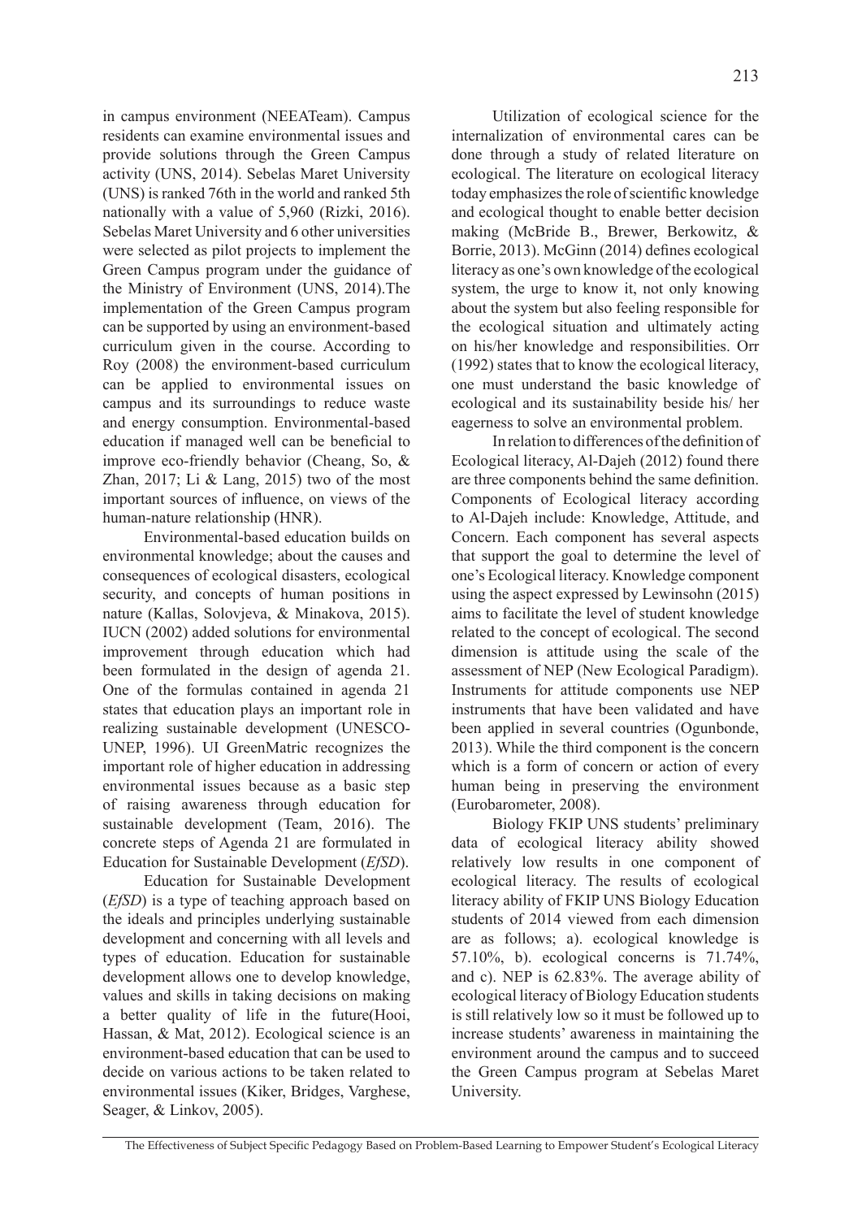in campus environment (NEEATeam). Campus residents can examine environmental issues and provide solutions through the Green Campus activity (UNS, 2014). Sebelas Maret University (UNS) is ranked 76th in the world and ranked 5th nationally with a value of 5,960 (Rizki, 2016). Sebelas Maret University and 6 other universities were selected as pilot projects to implement the Green Campus program under the guidance of the Ministry of Environment (UNS, 2014).The implementation of the Green Campus program can be supported by using an environment-based curriculum given in the course. According to Roy (2008) the environment-based curriculum can be applied to environmental issues on campus and its surroundings to reduce waste and energy consumption. Environmental-based education if managed well can be beneficial to improve eco-friendly behavior (Cheang, So, & Zhan, 2017; Li & Lang, 2015) two of the most important sources of influence, on views of the human-nature relationship (HNR).

Environmental-based education builds on environmental knowledge; about the causes and consequences of ecological disasters, ecological security, and concepts of human positions in nature (Kallas, Solovjeva, & Minakova, 2015). IUCN (2002) added solutions for environmental improvement through education which had been formulated in the design of agenda 21. One of the formulas contained in agenda 21 states that education plays an important role in realizing sustainable development (UNESCO-UNEP, 1996). UI GreenMatric recognizes the important role of higher education in addressing environmental issues because as a basic step of raising awareness through education for sustainable development (Team, 2016). The concrete steps of Agenda 21 are formulated in Education for Sustainable Development (*EfSD*).

Education for Sustainable Development (*EfSD*) is a type of teaching approach based on the ideals and principles underlying sustainable development and concerning with all levels and types of education. Education for sustainable development allows one to develop knowledge, values and skills in taking decisions on making a better quality of life in the future(Hooi, Hassan, & Mat, 2012). Ecological science is an environment-based education that can be used to decide on various actions to be taken related to environmental issues (Kiker, Bridges, Varghese, Seager, & Linkov, 2005).

Utilization of ecological science for the internalization of environmental cares can be done through a study of related literature on ecological. The literature on ecological literacy today emphasizes the role of scientific knowledge and ecological thought to enable better decision making (McBride B., Brewer, Berkowitz, & Borrie, 2013). McGinn (2014) defines ecological literacy as one's own knowledge of the ecological system, the urge to know it, not only knowing about the system but also feeling responsible for the ecological situation and ultimately acting on his/her knowledge and responsibilities. Orr (1992) states that to know the ecological literacy, one must understand the basic knowledge of ecological and its sustainability beside his/ her eagerness to solve an environmental problem.

In relation to differences of the definition of Ecological literacy, Al-Dajeh (2012) found there are three components behind the same definition. Components of Ecological literacy according to Al-Dajeh include: Knowledge, Attitude, and Concern. Each component has several aspects that support the goal to determine the level of one's Ecological literacy. Knowledge component using the aspect expressed by Lewinsohn (2015) aims to facilitate the level of student knowledge related to the concept of ecological. The second dimension is attitude using the scale of the assessment of NEP (New Ecological Paradigm). Instruments for attitude components use NEP instruments that have been validated and have been applied in several countries (Ogunbonde, 2013). While the third component is the concern which is a form of concern or action of every human being in preserving the environment (Eurobarometer, 2008).

Biology FKIP UNS students' preliminary data of ecological literacy ability showed relatively low results in one component of ecological literacy. The results of ecological literacy ability of FKIP UNS Biology Education students of 2014 viewed from each dimension are as follows; a). ecological knowledge is 57.10%, b). ecological concerns is 71.74%, and c). NEP is 62.83%. The average ability of ecological literacy of Biology Education students is still relatively low so it must be followed up to increase students' awareness in maintaining the environment around the campus and to succeed the Green Campus program at Sebelas Maret University.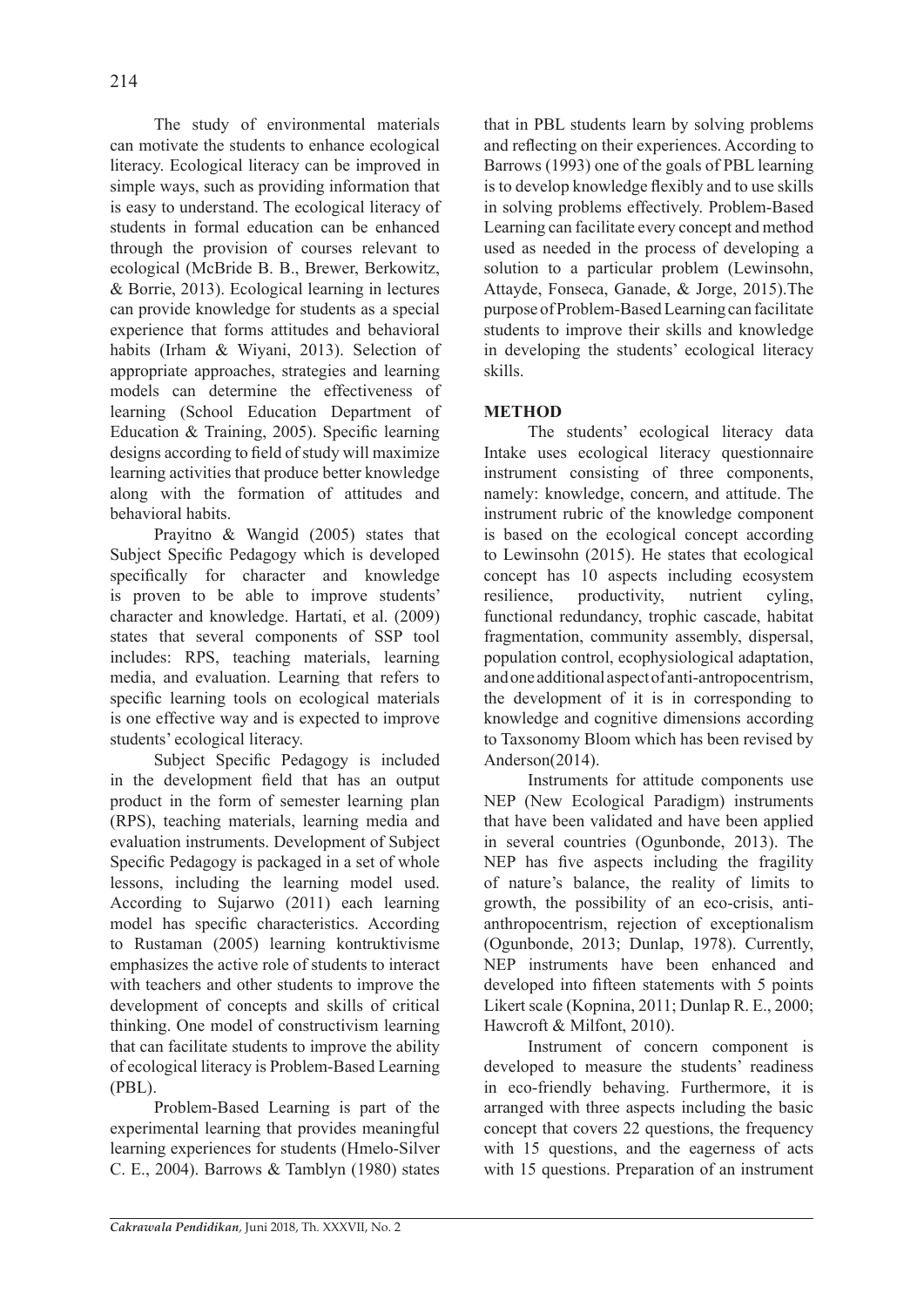The study of environmental materials can motivate the students to enhance ecological literacy. Ecological literacy can be improved in simple ways, such as providing information that is easy to understand. The ecological literacy of students in formal education can be enhanced through the provision of courses relevant to ecological (McBride B. B., Brewer, Berkowitz, & Borrie, 2013). Ecological learning in lectures can provide knowledge for students as a special experience that forms attitudes and behavioral habits (Irham & Wiyani, 2013). Selection of appropriate approaches, strategies and learning models can determine the effectiveness of learning (School Education Department of Education & Training, 2005). Specific learning designs according to field of study will maximize learning activities that produce better knowledge along with the formation of attitudes and behavioral habits.

Prayitno & Wangid (2005) states that Subject Specific Pedagogy which is developed specifically for character and knowledge is proven to be able to improve students' character and knowledge. Hartati, et al. (2009) states that several components of SSP tool includes: RPS, teaching materials, learning media, and evaluation. Learning that refers to specific learning tools on ecological materials is one effective way and is expected to improve students' ecological literacy.

Subject Specific Pedagogy is included in the development field that has an output product in the form of semester learning plan (RPS), teaching materials, learning media and evaluation instruments. Development of Subject Specific Pedagogy is packaged in a set of whole lessons, including the learning model used. According to Sujarwo (2011) each learning model has specific characteristics. According to Rustaman (2005) learning kontruktivisme emphasizes the active role of students to interact with teachers and other students to improve the development of concepts and skills of critical thinking. One model of constructivism learning that can facilitate students to improve the ability of ecological literacy is Problem-Based Learning (PBL).

Problem-Based Learning is part of the experimental learning that provides meaningful learning experiences for students (Hmelo-Silver C. E., 2004). Barrows & Tamblyn (1980) states that in PBL students learn by solving problems and reflecting on their experiences. According to Barrows (1993) one of the goals of PBL learning is to develop knowledge flexibly and to use skills in solving problems effectively. Problem-Based Learning can facilitate every concept and method used as needed in the process of developing a solution to a particular problem (Lewinsohn, Attayde, Fonseca, Ganade, & Jorge, 2015).The purpose of Problem-Based Learning can facilitate students to improve their skills and knowledge in developing the students' ecological literacy skills.

## METHOD

The students' ecological literacy data Intake uses ecological literacy questionnaire instrument consisting of three components, namely: knowledge, concern, and attitude. The instrument rubric of the knowledge component is based on the ecological concept according to Lewinsohn (2015). He states that ecological concept has 10 aspects including ecosystem resilience, productivity, nutrient cyling, functional redundancy, trophic cascade, habitat fragmentation, community assembly, dispersal, population control, ecophysiological adaptation, and one additional aspect of anti-antropocentrism, the development of it is in corresponding to knowledge and cognitive dimensions according to Taxsonomy Bloom which has been revised by Anderson(2014).

Instruments for attitude components use NEP (New Ecological Paradigm) instruments that have been validated and have been applied in several countries (Ogunbonde, 2013). The NEP has five aspects including the fragility of nature's balance, the reality of limits to growth, the possibility of an eco-crisis, anti-anthropocentrism, rejection of exceptionalism (Ogunbonde, 2013; Dunlap, 1978). Currently, NEP instruments have been enhanced and developed into fifteen statements with 5 points Likert scale (Kopnina, 2011; Dunlap R. E., 2000; Hawcroft & Milfont, 2010).

Instrument of concern component is developed to measure the students' readiness in eco-friendly behaving. Furthermore, it is arranged with three aspects including the basic concept that covers 22 questions, the frequency with 15 questions, and the eagerness of acts with 15 questions. Preparation of an instrument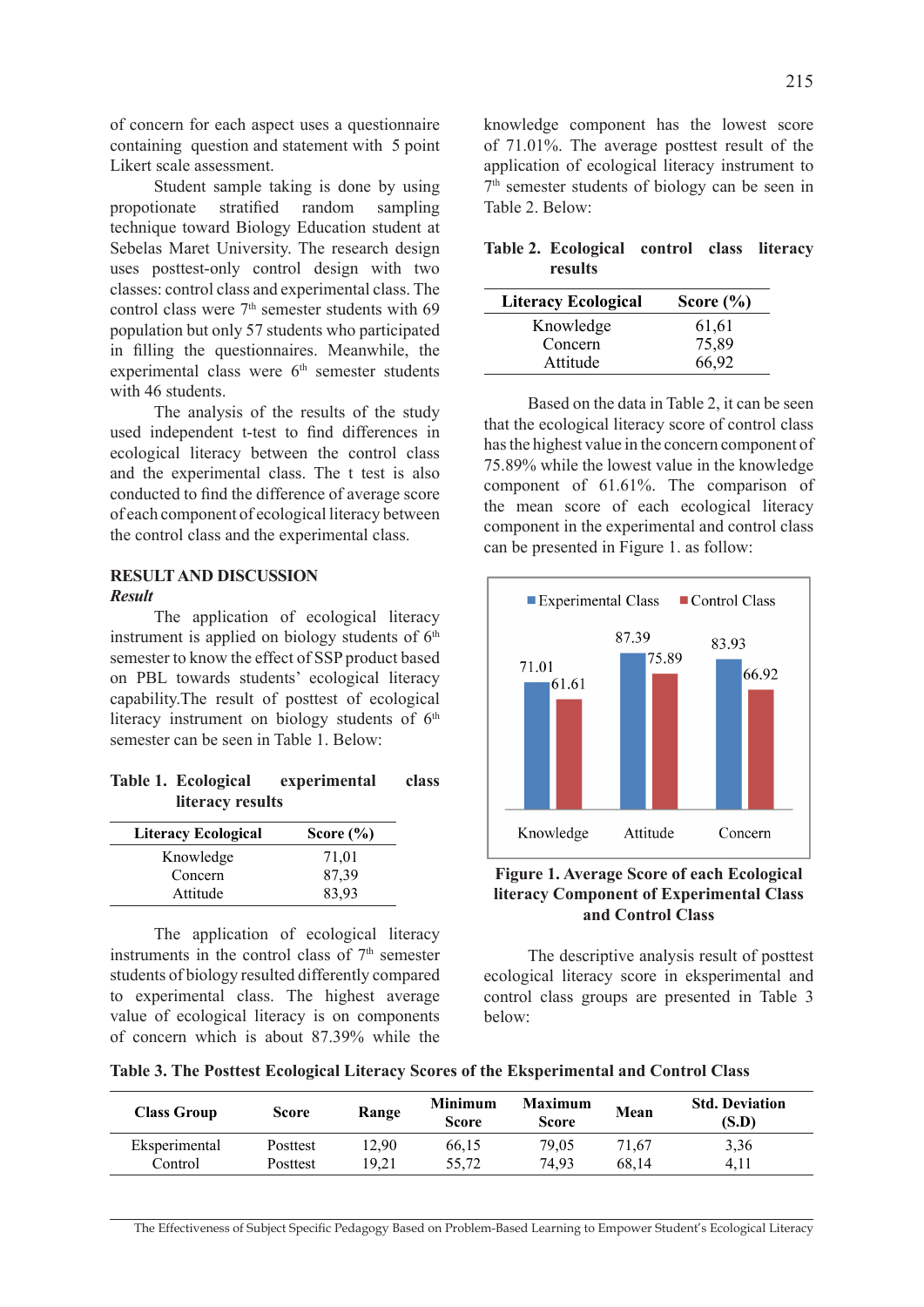of concern for each aspect uses a questionnaire containing question and statement with 5 point Likert scale assessment.

Student sample taking is done by using propotionate stratified random sampling technique toward Biology Education student at Sebelas Maret University. The research design uses posttest-only control design with two classes: control class and experimental class. The control class were 7th semester students with 69 population but only 57 students who participated in filling the questionnaires. Meanwhile, the experimental class were 6th semester students with 46 students.

The analysis of the results of the study used independent t-test to find differences in ecological literacy between the control class and the experimental class. The t test is also conducted to find the difference of average score of each component of ecological literacy between the control class and the experimental class.

## RESULT AND DISCUSSION

### *Result*

The application of ecological literacy instrument is applied on biology students of 6th semester to know the effect of SSP product based on PBL towards students' ecological literacy capability.The result of posttest of ecological literacy instrument on biology students of 6th semester can be seen in Table 1. Below:

**Table 1. Ecological experimental class literacy results**

| Literacy Ecological | Score (%) |
|---|---|
| Knowledge | 71,01 |
| Concern | 87,39 |
| Attitude | 83,93 |

The application of ecological literacy instruments in the control class of 7th semester students of biology resulted differently compared to experimental class. The highest average value of ecological literacy is on components of concern which is about 87.39% while the knowledge component has the lowest score of 71.01%. The average posttest result of the application of ecological literacy instrument to 7th semester students of biology can be seen in Table 2. Below:

**Table 2. Ecological control class literacy results**

| Literacy Ecological | Score (%) |
|---|---|
| Knowledge | 61,61 |
| Concern | 75,89 |
| Attitude | 66,92 |

Based on the data in Table 2, it can be seen that the ecological literacy score of control class has the highest value in the concern component of 75.89% while the lowest value in the knowledge component of 61.61%. The comparison of the mean score of each ecological literacy component in the experimental and control class can be presented in Figure 1. as follow:

| | Knowledge | Attitude | Concern |
|---|---|---|---|
| Experimental Class | 71.01 | 87.39 | 83.93 |
| Control Class | 61.61 | 75.89 | 66.92 |

**Figure 1. Average Score of each Ecological literacy Component of Experimental Class and Control Class**

The descriptive analysis result of posttest ecological literacy score in eksperimental and control class groups are presented in Table 3 below:

**Table 3. The Posttest Ecological Literacy Scores of the Eksperimental and Control Class**

| Class Group | Score | Range | Minimum Score | Maximum Score | Mean | Std. Deviation (S.D) |
|---|---|---|---|---|---|---|
| Eksperimental | Posttest | 12,90 | 66,15 | 79,05 | 71,67 | 3,36 |
| Control | Posttest | 19,21 | 55,72 | 74,93 | 68,14 | 4,11 |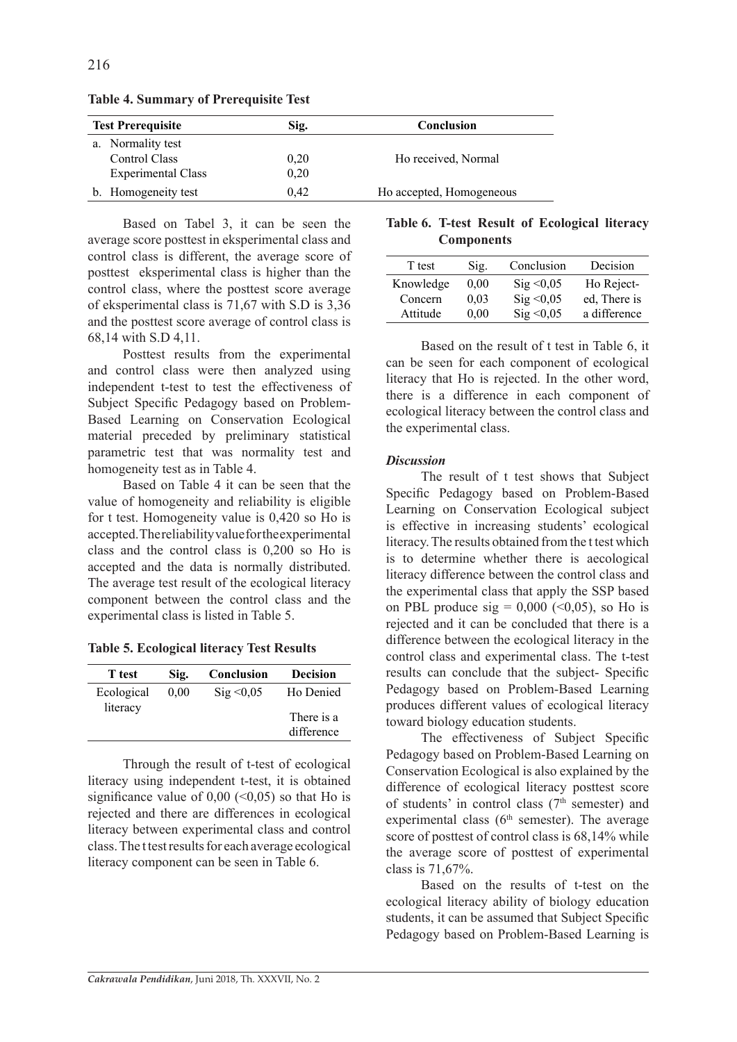**Table 4. Summary of Prerequisite Test**

| Test Prerequisite | Sig. | Conclusion |
|---|---|---|
| a. Normality test | | |
| Control Class | 0,20 | Ho received, Normal |
| Experimental Class | 0,20 | |
| b. Homogeneity test | 0,42 | Ho accepted, Homogeneous |

Based on Tabel 3, it can be seen the average score posttest in eksperimental class and control class is different, the average score of posttest eksperimental class is higher than the control class, where the posttest score average of eksperimental class is 71,67 with S.D is 3,36 and the posttest score average of control class is 68,14 with S.D 4,11.

Posttest results from the experimental and control class were then analyzed using independent t-test to test the effectiveness of Subject Specific Pedagogy based on Problem-Based Learning on Conservation Ecological material preceded by preliminary statistical parametric test that was normality test and homogeneity test as in Table 4.

Based on Table 4 it can be seen that the value of homogeneity and reliability is eligible for t test. Homogeneity value is 0,420 so Ho is accepted. The reliability value for the experimental class and the control class is 0,200 so Ho is accepted and the data is normally distributed. The average test result of the ecological literacy component between the control class and the experimental class is listed in Table 5.

**Table 5. Ecological literacy Test Results**

| T test | Sig. | Conclusion | Decision |
|---|---|---|---|
| Ecological literacy | 0,00 | Sig <0,05 | Ho Denied<br>There is a difference |

Through the result of t-test of ecological literacy using independent t-test, it is obtained significance value of 0,00 (<0,05) so that Ho is rejected and there are differences in ecological literacy between experimental class and control class. The t test results for each average ecological literacy component can be seen in Table 6.

**Table 6. T-test Result of Ecological literacy Components**

| T test | Sig. | Conclusion | Decision |
|---|---|---|---|
| Knowledge | 0,00 | Sig <0,05 | Ho Rejected, There is a difference |
| Concern | 0,03 | Sig <0,05 | |
| Attitude | 0,00 | Sig <0,05 | |

Based on the result of t test in Table 6, it can be seen for each component of ecological literacy that Ho is rejected. In the other word, there is a difference in each component of ecological literacy between the control class and the experimental class.

***Discussion***

The result of t test shows that Subject Specific Pedagogy based on Problem-Based Learning on Conservation Ecological subject is effective in increasing students' ecological literacy. The results obtained from the t test which is to determine whether there is aecological literacy difference between the control class and the experimental class that apply the SSP based on PBL produce sig = 0,000 (<0,05), so Ho is rejected and it can be concluded that there is a difference between the ecological literacy in the control class and experimental class. The t-test results can conclude that the subject- Specific Pedagogy based on Problem-Based Learning produces different values of ecological literacy toward biology education students.

The effectiveness of Subject Specific Pedagogy based on Problem-Based Learning on Conservation Ecological is also explained by the difference of ecological literacy posttest score of students' in control class ($7^{th}$ semester) and experimental class ($6^{th}$ semester). The average score of posttest of control class is 68,14% while the average score of posttest of experimental class is 71,67%.

Based on the results of t-test on the ecological literacy ability of biology education students, it can be assumed that Subject Specific Pedagogy based on Problem-Based Learning is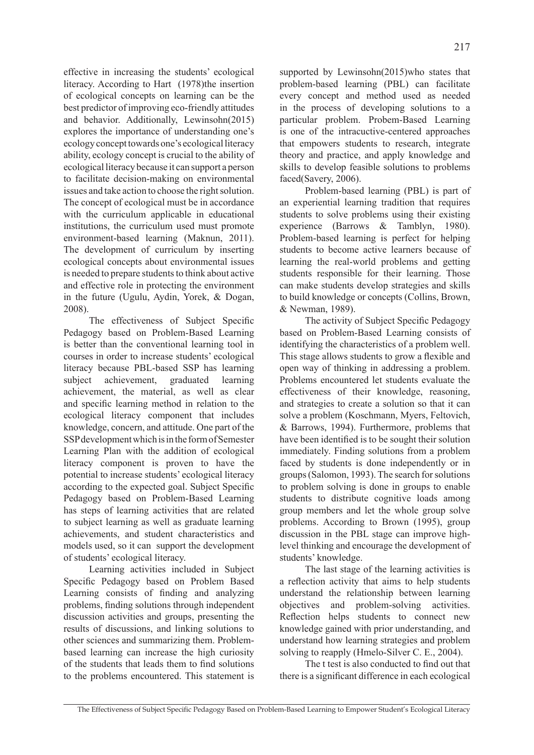effective in increasing the students' ecological literacy. According to Hart (1978)the insertion of ecological concepts on learning can be the best predictor of improving eco-friendly attitudes and behavior. Additionally, Lewinsohn(2015) explores the importance of understanding one's ecology concept towards one's ecological literacy ability, ecology concept is crucial to the ability of ecological literacy because it can support a person to facilitate decision-making on environmental issues and take action to choose the right solution. The concept of ecological must be in accordance with the curriculum applicable in educational institutions, the curriculum used must promote environment-based learning (Maknun, 2011). The development of curriculum by inserting ecological concepts about environmental issues is needed to prepare students to think about active and effective role in protecting the environment in the future (Ugulu, Aydin, Yorek, & Dogan, 2008).

The effectiveness of Subject Specific Pedagogy based on Problem-Based Learning is better than the conventional learning tool in courses in order to increase students' ecological literacy because PBL-based SSP has learning subject achievement, graduated learning achievement, the material, as well as clear and specific learning method in relation to the ecological literacy component that includes knowledge, concern, and attitude. One part of the SSP development which is in the form of Semester Learning Plan with the addition of ecological literacy component is proven to have the potential to increase students' ecological literacy according to the expected goal. Subject Specific Pedagogy based on Problem-Based Learning has steps of learning activities that are related to subject learning as well as graduate learning achievements, and student characteristics and models used, so it can support the development of students' ecological literacy.

Learning activities included in Subject Specific Pedagogy based on Problem Based Learning consists of finding and analyzing problems, finding solutions through independent discussion activities and groups, presenting the results of discussions, and linking solutions to other sciences and summarizing them. Problem-based learning can increase the high curiosity of the students that leads them to find solutions to the problems encountered. This statement is supported by Lewinsohn(2015)who states that problem-based learning (PBL) can facilitate every concept and method used as needed in the process of developing solutions to a particular problem. Probem-Based Learning is one of the intracuctive-centered approaches that empowers students to research, integrate theory and practice, and apply knowledge and skills to develop feasible solutions to problems faced(Savery, 2006).

Problem-based learning (PBL) is part of an experiential learning tradition that requires students to solve problems using their existing experience (Barrows & Tamblyn, 1980). Problem-based learning is perfect for helping students to become active learners because of learning the real-world problems and getting students responsible for their learning. Those can make students develop strategies and skills to build knowledge or concepts (Collins, Brown, & Newman, 1989).

The activity of Subject Specific Pedagogy based on Problem-Based Learning consists of identifying the characteristics of a problem well. This stage allows students to grow a flexible and open way of thinking in addressing a problem. Problems encountered let students evaluate the effectiveness of their knowledge, reasoning, and strategies to create a solution so that it can solve a problem (Koschmann, Myers, Feltovich, & Barrows, 1994). Furthermore, problems that have been identified is to be sought their solution immediately. Finding solutions from a problem faced by students is done independently or in groups (Salomon, 1993). The search for solutions to problem solving is done in groups to enable students to distribute cognitive loads among group members and let the whole group solve problems. According to Brown (1995), group discussion in the PBL stage can improve high-level thinking and encourage the development of students' knowledge.

The last stage of the learning activities is a reflection activity that aims to help students understand the relationship between learning objectives and problem-solving activities. Reflection helps students to connect new knowledge gained with prior understanding, and understand how learning strategies and problem solving to reapply (Hmelo-Silver C. E., 2004).

The t test is also conducted to find out that there is a significant difference in each ecological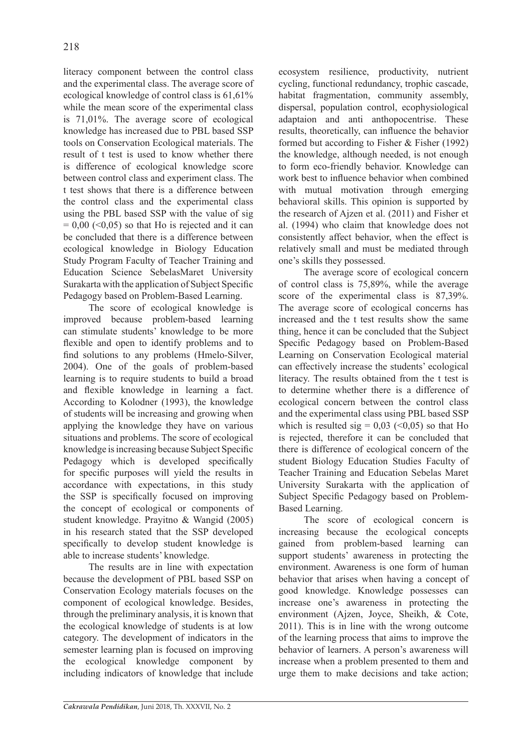literacy component between the control class and the experimental class. The average score of ecological knowledge of control class is 61,61% while the mean score of the experimental class is 71,01%. The average score of ecological knowledge has increased due to PBL based SSP tools on Conservation Ecological materials. The result of t test is used to know whether there is difference of ecological knowledge score between control class and experiment class. The t test shows that there is a difference between the control class and the experimental class using the PBL based SSP with the value of sig = 0,00 (<0,05) so that Ho is rejected and it can be concluded that there is a difference between ecological knowledge in Biology Education Study Program Faculty of Teacher Training and Education Science SebelasMaret University Surakarta with the application of Subject Specific Pedagogy based on Problem-Based Learning.

The score of ecological knowledge is improved because problem-based learning can stimulate students' knowledge to be more flexible and open to identify problems and to find solutions to any problems (Hmelo-Silver, 2004). One of the goals of problem-based learning is to require students to build a broad and flexible knowledge in learning a fact. According to Kolodner (1993), the knowledge of students will be increasing and growing when applying the knowledge they have on various situations and problems. The score of ecological knowledge is increasing because Subject Specific Pedagogy which is developed specifically for specific purposes will yield the results in accordance with expectations, in this study the SSP is specifically focused on improving the concept of ecological or components of student knowledge. Prayitno & Wangid (2005) in his research stated that the SSP developed specifically to develop student knowledge is able to increase students' knowledge.

The results are in line with expectation because the development of PBL based SSP on Conservation Ecology materials focuses on the component of ecological knowledge. Besides, through the preliminary analysis, it is known that the ecological knowledge of students is at low category. The development of indicators in the semester learning plan is focused on improving the ecological knowledge component by including indicators of knowledge that include ecosystem resilience, productivity, nutrient cycling, functional redundancy, trophic cascade, habitat fragmentation, community assembly, dispersal, population control, ecophysiological adaptaion and anti anthopocentrise. These results, theoretically, can influence the behavior formed but according to Fisher & Fisher (1992) the knowledge, although needed, is not enough to form eco-friendly behavior. Knowledge can work best to influence behavior when combined with mutual motivation through emerging behavioral skills. This opinion is supported by the research of Ajzen et al. (2011) and Fisher et al. (1994) who claim that knowledge does not consistently affect behavior, when the effect is relatively small and must be mediated through one's skills they possessed.

The average score of ecological concern of control class is 75,89%, while the average score of the experimental class is 87,39%. The average score of ecological concerns has increased and the t test results show the same thing, hence it can be concluded that the Subject Specific Pedagogy based on Problem-Based Learning on Conservation Ecological material can effectively increase the students' ecological literacy. The results obtained from the t test is to determine whether there is a difference of ecological concern between the control class and the experimental class using PBL based SSP which is resulted sig = 0,03 (<0,05) so that Ho is rejected, therefore it can be concluded that there is difference of ecological concern of the student Biology Education Studies Faculty of Teacher Training and Education Sebelas Maret University Surakarta with the application of Subject Specific Pedagogy based on Problem-Based Learning.

The score of ecological concern is increasing because the ecological concepts gained from problem-based learning can support students' awareness in protecting the environment. Awareness is one form of human behavior that arises when having a concept of good knowledge. Knowledge possesses can increase one's awareness in protecting the environment (Ajzen, Joyce, Sheikh, & Cote, 2011). This is in line with the wrong outcome of the learning process that aims to improve the behavior of learners. A person's awareness will increase when a problem presented to them and urge them to make decisions and take action;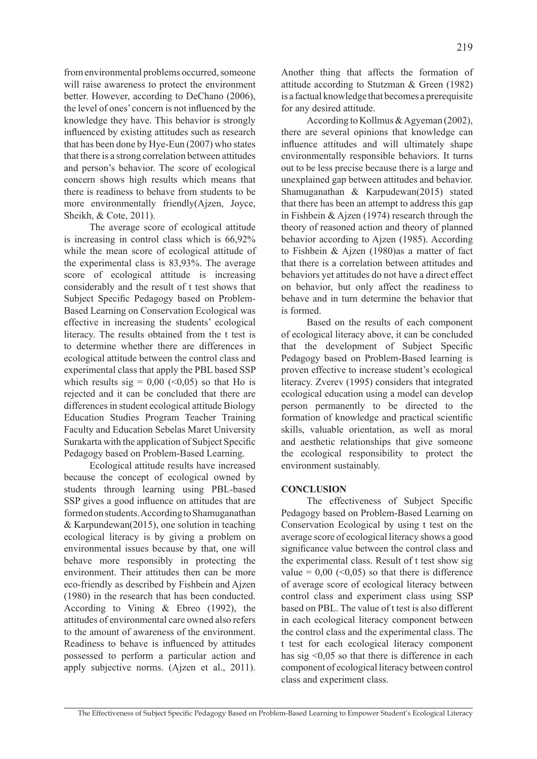from environmental problems occurred, someone will raise awareness to protect the environment better. However, according to DeChano (2006), the level of ones' concern is not influenced by the knowledge they have. This behavior is strongly influenced by existing attitudes such as research that has been done by Hye-Eun (2007) who states that there is a strong correlation between attitudes and person's behavior. The score of ecological concern shows high results which means that there is readiness to behave from students to be more environmentally friendly(Ajzen, Joyce, Sheikh, & Cote, 2011).

The average score of ecological attitude is increasing in control class which is 66,92% while the mean score of ecological attitude of the experimental class is 83,93%. The average score of ecological attitude is increasing considerably and the result of t test shows that Subject Specific Pedagogy based on Problem-Based Learning on Conservation Ecological was effective in increasing the students' ecological literacy. The results obtained from the t test is to determine whether there are differences in ecological attitude between the control class and experimental class that apply the PBL based SSP which results sig = 0,00 (<0,05) so that Ho is rejected and it can be concluded that there are differences in student ecological attitude Biology Education Studies Program Teacher Training Faculty and Education Sebelas Maret University Surakarta with the application of Subject Specific Pedagogy based on Problem-Based Learning.

Ecological attitude results have increased because the concept of ecological owned by students through learning using PBL-based SSP gives a good influence on attitudes that are formed on students. According to Shamuganathan & Karpundewan(2015), one solution in teaching ecological literacy is by giving a problem on environmental issues because by that, one will behave more responsibly in protecting the environment. Their attitudes then can be more eco-friendly as described by Fishbein and Ajzen (1980) in the research that has been conducted. According to Vining & Ebreo (1992), the attitudes of environmental care owned also refers to the amount of awareness of the environment. Readiness to behave is influenced by attitudes possessed to perform a particular action and apply subjective norms. (Ajzen et al., 2011). Another thing that affects the formation of attitude according to Stutzman & Green (1982) is a factual knowledge that becomes a prerequisite for any desired attitude.

According to Kollmus & Agyeman (2002), there are several opinions that knowledge can influence attitudes and will ultimately shape environmentally responsible behaviors. It turns out to be less precise because there is a large and unexplained gap between attitudes and behavior. Shamuganathan & Karpudewan(2015) stated that there has been an attempt to address this gap in Fishbein & Ajzen (1974) research through the theory of reasoned action and theory of planned behavior according to Ajzen (1985). According to Fishbein & Ajzen (1980)as a matter of fact that there is a correlation between attitudes and behaviors yet attitudes do not have a direct effect on behavior, but only affect the readiness to behave and in turn determine the behavior that is formed.

Based on the results of each component of ecological literacy above, it can be concluded that the development of Subject Specific Pedagogy based on Problem-Based learning is proven effective to increase student's ecological literacy. Zverev (1995) considers that integrated ecological education using a model can develop person permanently to be directed to the formation of knowledge and practical scientific skills, valuable orientation, as well as moral and aesthetic relationships that give someone the ecological responsibility to protect the environment sustainably.

## CONCLUSION

The effectiveness of Subject Specific Pedagogy based on Problem-Based Learning on Conservation Ecological by using t test on the average score of ecological literacy shows a good significance value between the control class and the experimental class. Result of t test show sig value = 0,00 (<0,05) so that there is difference of average score of ecological literacy between control class and experiment class using SSP based on PBL. The value of t test is also different in each ecological literacy component between the control class and the experimental class. The t test for each ecological literacy component has sig <0,05 so that there is difference in each component of ecological literacy between control class and experiment class.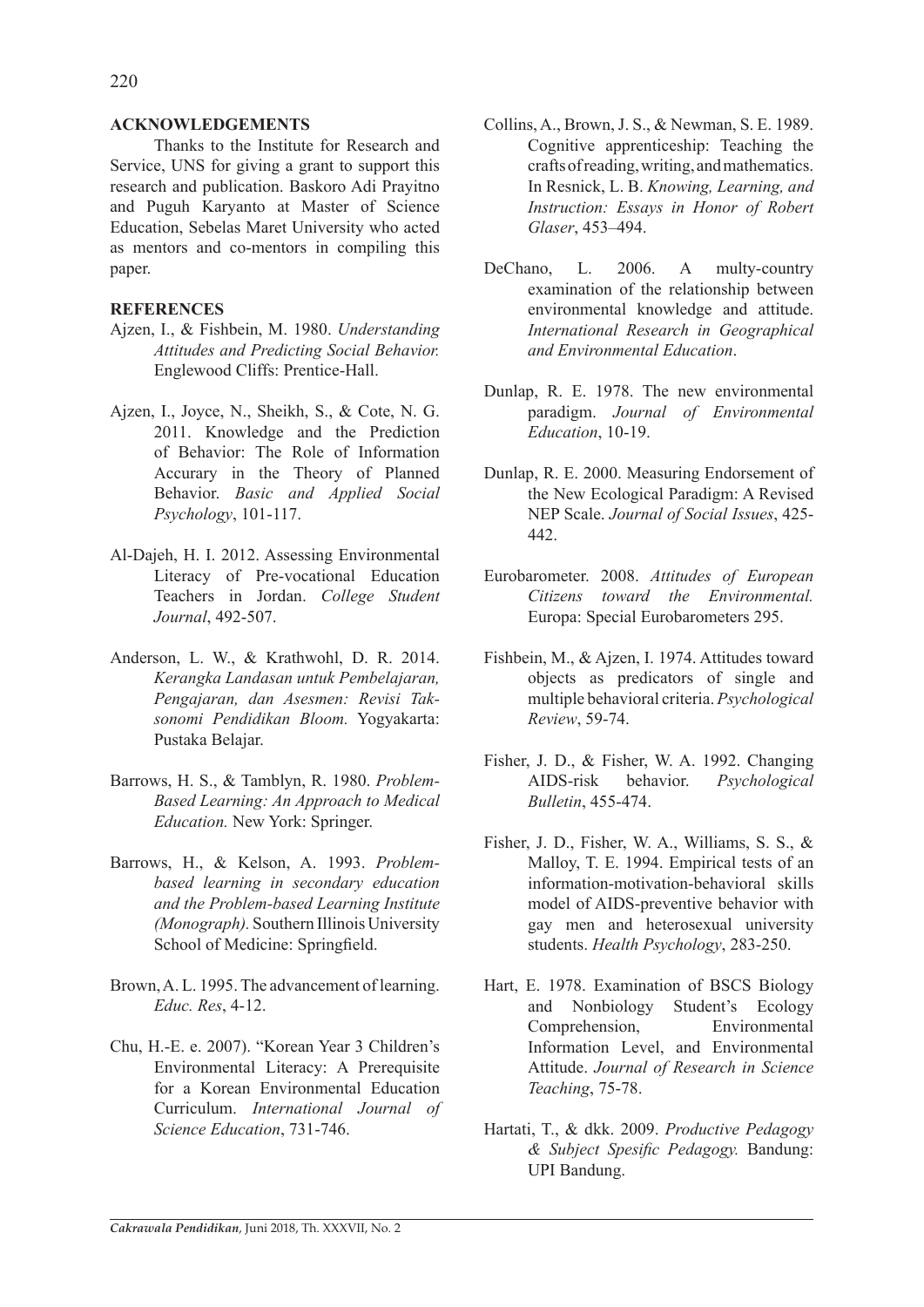## ACKNOWLEDGEMENTS

Thanks to the Institute for Research and Service, UNS for giving a grant to support this research and publication. Baskoro Adi Prayitno and Puguh Karyanto at Master of Science Education, Sebelas Maret University who acted as mentors and co-mentors in compiling this paper.

## REFERENCES

Ajzen, I., & Fishbein, M. 1980. *Understanding Attitudes and Predicting Social Behavior.* Englewood Cliffs: Prentice-Hall.

Ajzen, I., Joyce, N., Sheikh, S., & Cote, N. G. 2011. Knowledge and the Prediction of Behavior: The Role of Information Accurary in the Theory of Planned Behavior. *Basic and Applied Social Psychology*, 101-117.

Al-Dajeh, H. I. 2012. Assessing Environmental Literacy of Pre-vocational Education Teachers in Jordan. *College Student Journal*, 492-507.

Anderson, L. W., & Krathwohl, D. R. 2014. *Kerangka Landasan untuk Pembelajaran, Pengajaran, dan Asesmen: Revisi Taksonomi Pendidikan Bloom.* Yogyakarta: Pustaka Belajar.

Barrows, H. S., & Tamblyn, R. 1980. *Problem-Based Learning: An Approach to Medical Education.* New York: Springer.

Barrows, H., & Kelson, A. 1993. *Problem-based learning in secondary education and the Problem-based Learning Institute (Monograph).* Southern Illinois University School of Medicine: Springfield.

Brown, A. L. 1995. The advancement of learning. *Educ. Res*, 4-12.

Chu, H.-E. e. 2007). "Korean Year 3 Children's Environmental Literacy: A Prerequisite for a Korean Environmental Education Curriculum. *International Journal of Science Education*, 731-746.

Collins, A., Brown, J. S., & Newman, S. E. 1989. Cognitive apprenticeship: Teaching the crafts of reading, writing, and mathematics. In Resnick, L. B. *Knowing, Learning, and Instruction: Essays in Honor of Robert Glaser*, 453–494.

DeChano, L. 2006. A multy-country examination of the relationship between environmental knowledge and attitude. *International Research in Geographical and Environmental Education*.

Dunlap, R. E. 1978. The new environmental paradigm. *Journal of Environmental Education*, 10-19.

Dunlap, R. E. 2000. Measuring Endorsement of the New Ecological Paradigm: A Revised NEP Scale. *Journal of Social Issues*, 425-442.

Eurobarometer. 2008. *Attitudes of European Citizens toward the Environmental.* Europa: Special Eurobarometers 295.

Fishbein, M., & Ajzen, I. 1974. Attitudes toward objects as predicators of single and multiple behavioral criteria. *Psychological Review*, 59-74.

Fisher, J. D., & Fisher, W. A. 1992. Changing AIDS-risk behavior. *Psychological Bulletin*, 455-474.

Fisher, J. D., Fisher, W. A., Williams, S. S., & Malloy, T. E. 1994. Empirical tests of an information-motivation-behavioral skills model of AIDS-preventive behavior with gay men and heterosexual university students. *Health Psychology*, 283-250.

Hart, E. 1978. Examination of BSCS Biology and Nonbiology Student's Ecology Comprehension, Environmental Information Level, and Environmental Attitude. *Journal of Research in Science Teaching*, 75-78.

Hartati, T., & dkk. 2009. *Productive Pedagogy & Subject Spesific Pedagogy.* Bandung: UPI Bandung.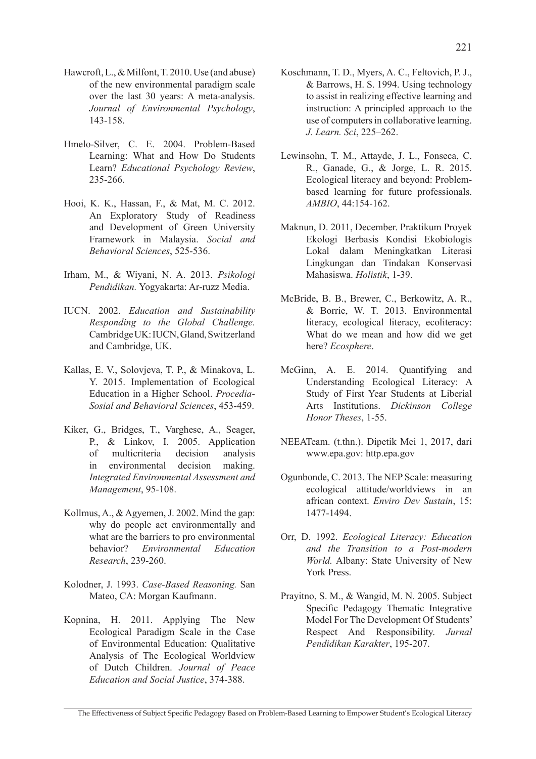Hawcroft, L., & Milfont, T. 2010. Use (and abuse) of the new environmental paradigm scale over the last 30 years: A meta-analysis. *Journal of Environmental Psychology*, 143-158.

Hmelo-Silver, C. E. 2004. Problem-Based Learning: What and How Do Students Learn? *Educational Psychology Review*, 235-266.

Hooi, K. K., Hassan, F., & Mat, M. C. 2012. An Exploratory Study of Readiness and Development of Green University Framework in Malaysia. *Social and Behavioral Sciences*, 525-536.

Irham, M., & Wiyani, N. A. 2013. *Psikologi Pendidikan.* Yogyakarta: Ar-ruzz Media.

IUCN. 2002. *Education and Sustainability Responding to the Global Challenge.* Cambridge UK: IUCN, Gland, Switzerland and Cambridge, UK.

Kallas, E. V., Solovjeva, T. P., & Minakova, L. Y. 2015. Implementation of Ecological Education in a Higher School. *Procedia-Sosial and Behavioral Sciences*, 453-459.

Kiker, G., Bridges, T., Varghese, A., Seager, P., & Linkov, I. 2005. Application of multicriteria decision analysis in environmental decision making. *Integrated Environmental Assessment and Management*, 95-108.

Kollmus, A., & Agyemen, J. 2002. Mind the gap: why do people act environmentally and what are the barriers to pro environmental behavior? *Environmental Education Research*, 239-260.

Kolodner, J. 1993. *Case-Based Reasoning.* San Mateo, CA: Morgan Kaufmann.

Kopnina, H. 2011. Applying The New Ecological Paradigm Scale in the Case of Environmental Education: Qualitative Analysis of The Ecological Worldview of Dutch Children. *Journal of Peace Education and Social Justice*, 374-388.

Koschmann, T. D., Myers, A. C., Feltovich, P. J., & Barrows, H. S. 1994. Using technology to assist in realizing effective learning and instruction: A principled approach to the use of computers in collaborative learning. *J. Learn. Sci*, 225–262.

Lewinsohn, T. M., Attayde, J. L., Fonseca, C. R., Ganade, G., & Jorge, L. R. 2015. Ecological literacy and beyond: Problem-based learning for future professionals. *AMBIO*, 44:154-162.

Maknun, D. 2011, December. Praktikum Proyek Ekologi Berbasis Kondisi Ekobiologis Lokal dalam Meningkatkan Literasi Lingkungan dan Tindakan Konservasi Mahasiswa. *Holistik*, 1-39.

McBride, B. B., Brewer, C., Berkowitz, A. R., & Borrie, W. T. 2013. Environmental literacy, ecological literacy, ecoliteracy: What do we mean and how did we get here? *Ecosphere*.

McGinn, A. E. 2014. Quantifying and Understanding Ecological Literacy: A Study of First Year Students at Liberial Arts Institutions. *Dickinson College Honor Theses*, 1-55.

NEEATeam. (t.thn.). Dipetik Mei 1, 2017, dari www.epa.gov: http.epa.gov

Ogunbonde, C. 2013. The NEP Scale: measuring ecological attitude/worldviews in an african context. *Enviro Dev Sustain*, 15: 1477-1494.

Orr, D. 1992. *Ecological Literacy: Education and the Transition to a Post-modern World.* Albany: State University of New York Press.

Prayitno, S. M., & Wangid, M. N. 2005. Subject Specific Pedagogy Thematic Integrative Model For The Development Of Students' Respect And Responsibility. *Jurnal Pendidikan Karakter*, 195-207.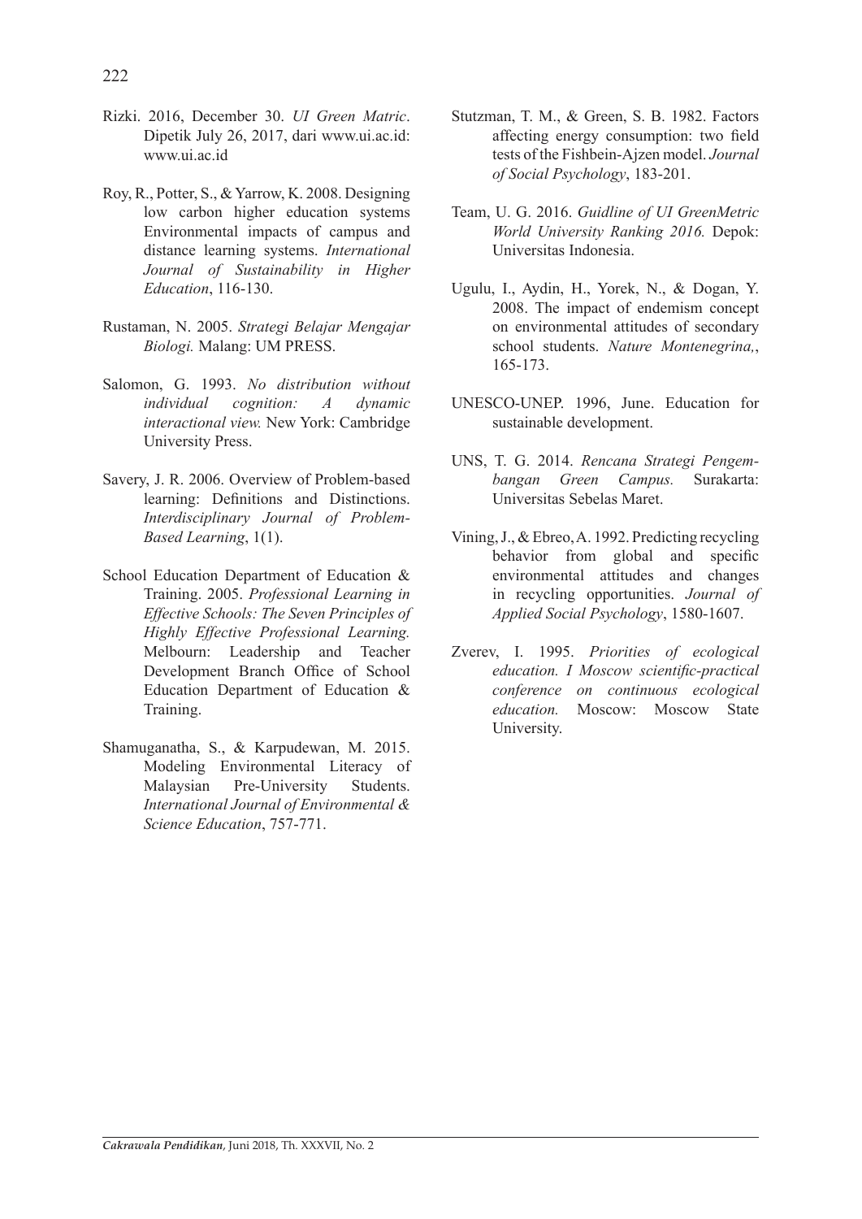Rizki. 2016, December 30. *UI Green Matric*. Dipetik July 26, 2017, dari www.ui.ac.id: www.ui.ac.id

Roy, R., Potter, S., & Yarrow, K. 2008. Designing low carbon higher education systems Environmental impacts of campus and distance learning systems. *International Journal of Sustainability in Higher Education*, 116-130.

Rustaman, N. 2005. *Strategi Belajar Mengajar Biologi.* Malang: UM PRESS.

Salomon, G. 1993. *No distribution without individual cognition: A dynamic interactional view.* New York: Cambridge University Press.

Savery, J. R. 2006. Overview of Problem-based learning: Definitions and Distinctions. *Interdisciplinary Journal of Problem-Based Learning*, 1(1).

School Education Department of Education & Training. 2005. *Professional Learning in Effective Schools: The Seven Principles of Highly Effective Professional Learning.* Melbourn: Leadership and Teacher Development Branch Office of School Education Department of Education & Training.

Shamuganatha, S., & Karpudewan, M. 2015. Modeling Environmental Literacy of Malaysian Pre-University Students. *International Journal of Environmental & Science Education*, 757-771.

Stutzman, T. M., & Green, S. B. 1982. Factors affecting energy consumption: two field tests of the Fishbein-Ajzen model. *Journal of Social Psychology*, 183-201.

Team, U. G. 2016. *Guidline of UI GreenMetric World University Ranking 2016.* Depok: Universitas Indonesia.

Ugulu, I., Aydin, H., Yorek, N., & Dogan, Y. 2008. The impact of endemism concept on environmental attitudes of secondary school students. *Nature Montenegrina,*, 165-173.

UNESCO-UNEP. 1996, June. Education for sustainable development.

UNS, T. G. 2014. *Rencana Strategi Pengembangan Green Campus.* Surakarta: Universitas Sebelas Maret.

Vining, J., & Ebreo, A. 1992. Predicting recycling behavior from global and specific environmental attitudes and changes in recycling opportunities. *Journal of Applied Social Psychology*, 1580-1607.

Zverev, I. 1995. *Priorities of ecological education. I Moscow scientific-practical conference on continuous ecological education.* Moscow: Moscow State University.